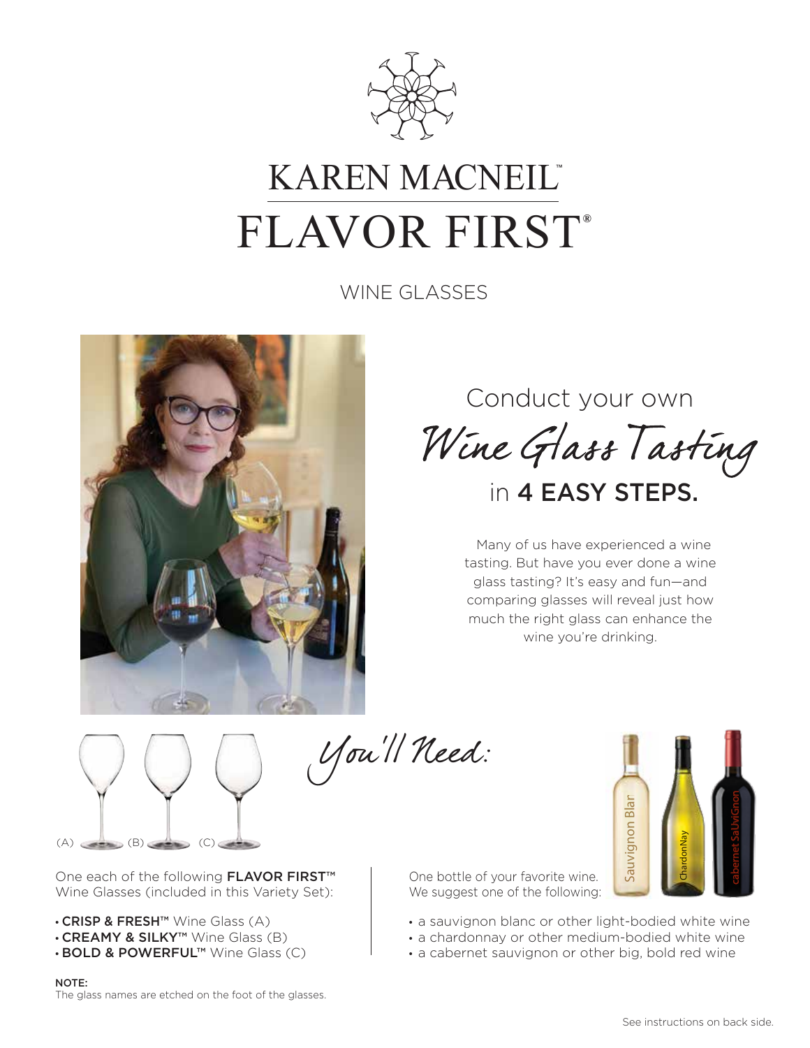# KAREN MACNEIL™

# FLAVOR FIRST®

WINE GLASSES

## Conduct your own *Wine Glass Tasting* in 4 EASY STEPS.

Many of us have experienced a wine tasting. But have you ever done a wine glass tasting? It's easy and fun—and comparing glasses will reveal just how much the right glass can enhance the wine you're drinking.

## *You'll Need:*

(A) (B) (C)

One each of the following **FLAVOR FIRST™** Wine Glasses (included in this Variety Set):

- **CRISP & FRESH™** Wine Glass (A)
- **CREAMY & SILKY™** Wine Glass (B)
- **BOLD & POWERFUL™** Wine Glass (C)

**NOTE:**
The glass names are etched on the foot of the glasses.

One bottle of your favorite wine. We suggest one of the following:

- a sauvignon blanc or other light-bodied white wine
- a chardonnay or other medium-bodied white wine
- a cabernet sauvignon or other big, bold red wine

See instructions on back side.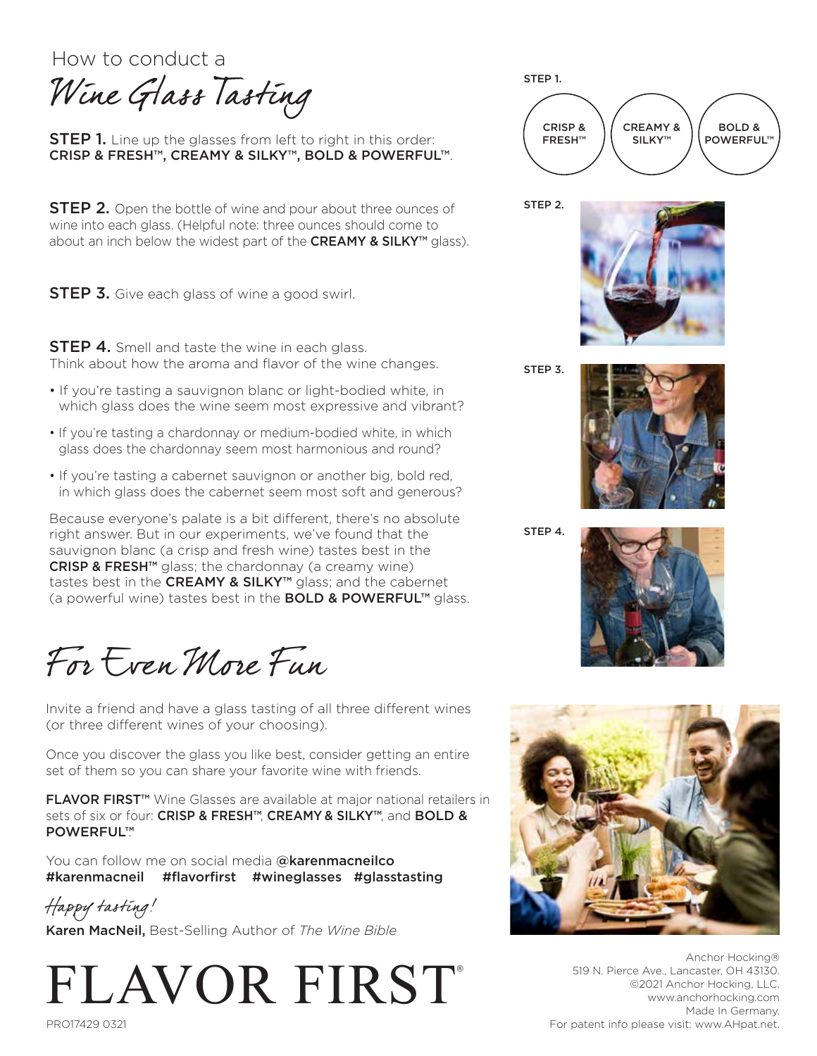How to conduct a

# Wine Glass Tasting

**STEP 1.** Line up the glasses from left to right in this order: **CRISP & FRESH™, CREAMY & SILKY™, BOLD & POWERFUL™**.

**STEP 2.** Open the bottle of wine and pour about three ounces of wine into each glass. (Helpful note: three ounces should come to about an inch below the widest part of the **CREAMY & SILKY™** glass).

**STEP 3.** Give each glass of wine a good swirl.

**STEP 4.** Smell and taste the wine in each glass. Think about how the aroma and flavor of the wine changes.

- If you're tasting a sauvignon blanc or light-bodied white, in which glass does the wine seem most expressive and vibrant?
- If you're tasting a chardonnay or medium-bodied white, in which glass does the chardonnay seem most harmonious and round?
- If you're tasting a cabernet sauvignon or another big, bold red, in which glass does the cabernet seem most soft and generous?

Because everyone's palate is a bit different, there's no absolute right answer. But in our experiments, we've found that the sauvignon blanc (a crisp and fresh wine) tastes best in the **CRISP & FRESH™** glass; the chardonnay (a creamy wine) tastes best in the **CREAMY & SILKY™** glass; and the cabernet (a powerful wine) tastes best in the **BOLD & POWERFUL™** glass.

STEP 1.

CRISP & FRESH™

CREAMY & SILKY™

BOLD & POWERFUL™

STEP 2.

STEP 3.

STEP 4.

# For Even More Fun

Invite a friend and have a glass tasting of all three different wines (or three different wines of your choosing).

Once you discover the glass you like best, consider getting an entire set of them so you can share your favorite wine with friends.

**FLAVOR FIRST™** Wine Glasses are available at major national retailers in sets of six or four: **CRISP & FRESH™**, **CREAMY & SILKY™**, and **BOLD & POWERFUL™**.

You can follow me on social media **@karenmacneilco**
**#karenmacneil #flavorfirst #wineglasses #glasstasting**

*Happy tasting!*

**Karen MacNeil,** Best-Selling Author of *The Wine Bible*

# FLAVOR FIRST®

PRO17429 0321

Anchor Hocking®
519 N. Pierce Ave., Lancaster, OH 43130.
©2021 Anchor Hocking, LLC.
www.anchorhocking.com
Made In Germany.
For patent info please visit: www.AHpat.net.